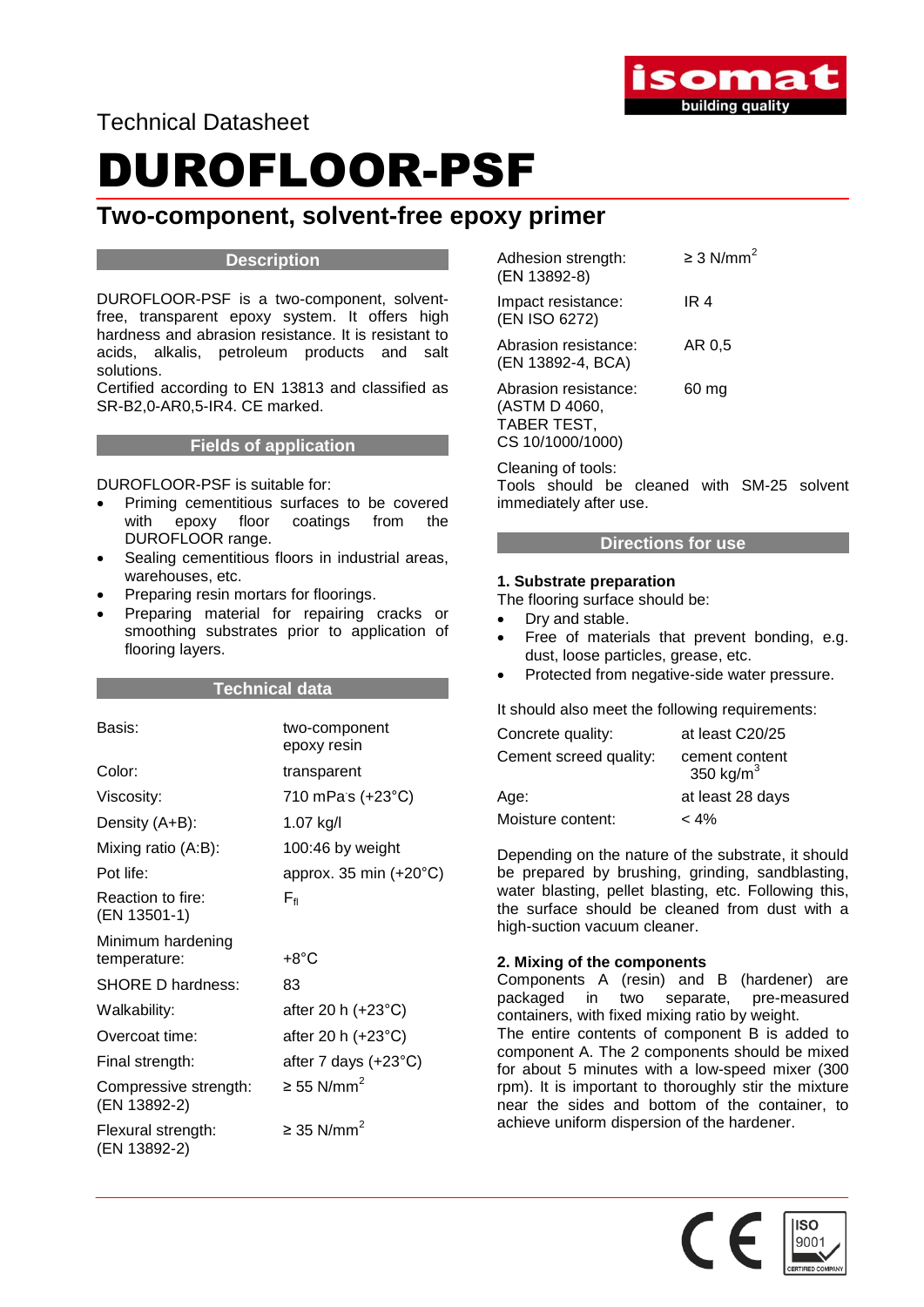Technical Datasheet

# DUROFLOOR-PSF

## Two-component, solvent-free epoxy primer

### Description

DUROFLOOR-PSF is a two-component, solvent-free, transparent epoxy system. It offers high hardness and abrasion resistance. It is resistant to acids, alkalis, petroleum products and salt solutions.
Certified according to EN 13813 and classified as SR-B2,0-AR0,5-IR4. CE marked.

### Fields of application

DUROFLOOR-PSF is suitable for:

- Priming cementitious surfaces to be covered with epoxy floor coatings from the DUROFLOOR range.
- Sealing cementitious floors in industrial areas, warehouses, etc.
- Preparing resin mortars for floorings.
- Preparing material for repairing cracks or smoothing substrates prior to application of flooring layers.

### Technical data

| | |
|---|---|
| Basis: | two-component epoxy resin |
| Color: | transparent |
| Viscosity: | 710 mPa·s (+23°C) |
| Density (A+B): | 1.07 kg/l |
| Mixing ratio (A:B): | 100:46 by weight |
| Pot life: | approx. 35 min (+20°C) |
| Reaction to fire: (EN 13501-1) | $F_{fl}$ |
| Minimum hardening temperature: | +8°C |
| SHORE D hardness: | 83 |
| Walkability: | after 20 h (+23°C) |
| Overcoat time: | after 20 h (+23°C) |
| Final strength: | after 7 days (+23°C) |
| Compressive strength: (EN 13892-2) | ≥ 55 N/mm$^2$ |
| Flexural strength: (EN 13892-2) | ≥ 35 N/mm$^2$ |
| Adhesion strength: (EN 13892-8) | ≥ 3 N/mm$^2$ |
| Impact resistance: (EN ISO 6272) | IR 4 |
| Abrasion resistance: (EN 13892-4, BCA) | AR 0,5 |
| Abrasion resistance: (ASTM D 4060, TABER TEST, CS 10/1000/1000) | 60 mg |

Cleaning of tools:
Tools should be cleaned with SM-25 solvent immediately after use.

### Directions for use

**1. Substrate preparation**

The flooring surface should be:

- Dry and stable.
- Free of materials that prevent bonding, e.g. dust, loose particles, grease, etc.
- Protected from negative-side water pressure.

It should also meet the following requirements:

| | |
|---|---|
| Concrete quality: | at least C20/25 |
| Cement screed quality: | cement content 350 kg/m$^3$ |
| Age: | at least 28 days |
| Moisture content: | < 4% |

Depending on the nature of the substrate, it should be prepared by brushing, grinding, sandblasting, water blasting, pellet blasting, etc. Following this, the surface should be cleaned from dust with a high-suction vacuum cleaner.

**2. Mixing of the components**

Components A (resin) and B (hardener) are packaged in two separate, pre-measured containers, with fixed mixing ratio by weight.
The entire contents of component B is added to component A. The 2 components should be mixed for about 5 minutes with a low-speed mixer (300 rpm). It is important to thoroughly stir the mixture near the sides and bottom of the container, to achieve uniform dispersion of the hardener.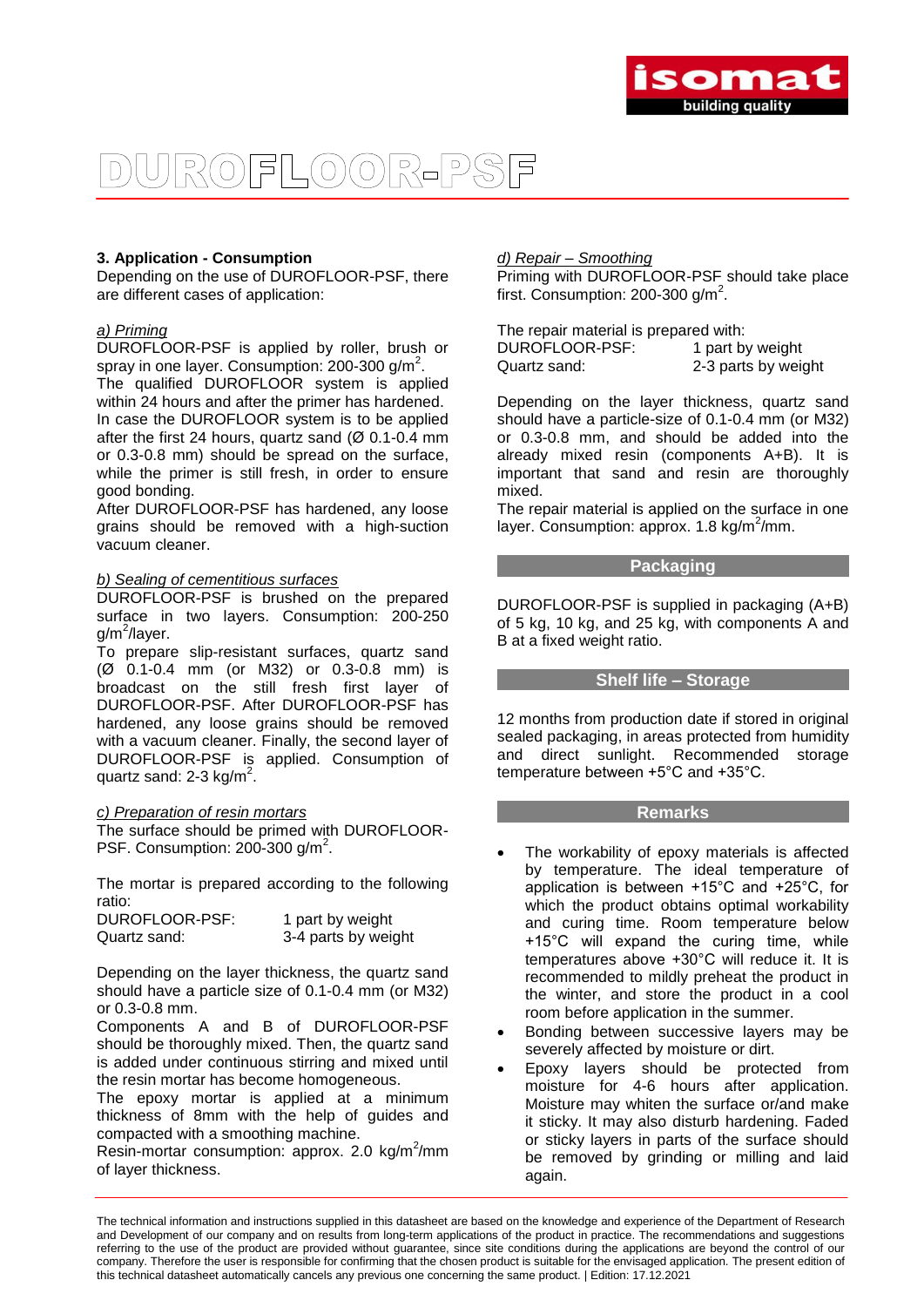# DUROFLOOR-PSF

### 3. Application - Consumption

Depending on the use of DUROFLOOR-PSF, there are different cases of application:

*a) Priming*

DUROFLOOR-PSF is applied by roller, brush or spray in one layer. Consumption: 200-300 g/m$^2$.

The qualified DUROFLOOR system is applied within 24 hours and after the primer has hardened. In case the DUROFLOOR system is to be applied after the first 24 hours, quartz sand (Ø 0.1-0.4 mm or 0.3-0.8 mm) should be spread on the surface, while the primer is still fresh, in order to ensure good bonding.

After DUROFLOOR-PSF has hardened, any loose grains should be removed with a high-suction vacuum cleaner.

*b) Sealing of cementitious surfaces*

DUROFLOOR-PSF is brushed on the prepared surface in two layers. Consumption: 200-250 g/m$^2$/layer.

To prepare slip-resistant surfaces, quartz sand (Ø 0.1-0.4 mm (or M32) or 0.3-0.8 mm) is broadcast on the still fresh first layer of DUROFLOOR-PSF. After DUROFLOOR-PSF has hardened, any loose grains should be removed with a vacuum cleaner. Finally, the second layer of DUROFLOOR-PSF is applied. Consumption of quartz sand: 2-3 kg/m$^2$.

*c) Preparation of resin mortars*

The surface should be primed with DUROFLOOR-PSF. Consumption: 200-300 g/m$^2$.

The mortar is prepared according to the following ratio:

| | |
|---|---|
| DUROFLOOR-PSF: | 1 part by weight |
| Quartz sand: | 3-4 parts by weight |

Depending on the layer thickness, the quartz sand should have a particle size of 0.1-0.4 mm (or M32) or 0.3-0.8 mm.

Components A and B of DUROFLOOR-PSF should be thoroughly mixed. Then, the quartz sand is added under continuous stirring and mixed until the resin mortar has become homogeneous.

The epoxy mortar is applied at a minimum thickness of 8mm with the help of guides and compacted with a smoothing machine.

Resin-mortar consumption: approx. 2.0 kg/m$^2$/mm of layer thickness.

*d) Repair – Smoothing*

Priming with DUROFLOOR-PSF should take place first. Consumption: 200-300 g/m$^2$.

The repair material is prepared with:

| | |
|---|---|
| DUROFLOOR-PSF: | 1 part by weight |
| Quartz sand: | 2-3 parts by weight |

Depending on the layer thickness, quartz sand should have a particle-size of 0.1-0.4 mm (or M32) or 0.3-0.8 mm, and should be added into the already mixed resin (components A+B). It is important that sand and resin are thoroughly mixed.

The repair material is applied on the surface in one layer. Consumption: approx. 1.8 kg/m$^2$/mm.

## Packaging

DUROFLOOR-PSF is supplied in packaging (A+B) of 5 kg, 10 kg, and 25 kg, with components A and B at a fixed weight ratio.

## Shelf life – Storage

12 months from production date if stored in original sealed packaging, in areas protected from humidity and direct sunlight. Recommended storage temperature between +5°C and +35°C.

## Remarks

- The workability of epoxy materials is affected by temperature. The ideal temperature of application is between +15°C and +25°C, for which the product obtains optimal workability and curing time. Room temperature below +15°C will expand the curing time, while temperatures above +30°C will reduce it. It is recommended to mildly preheat the product in the winter, and store the product in a cool room before application in the summer.
- Bonding between successive layers may be severely affected by moisture or dirt.
- Epoxy layers should be protected from moisture for 4-6 hours after application. Moisture may whiten the surface or/and make it sticky. It may also disturb hardening. Faded or sticky layers in parts of the surface should be removed by grinding or milling and laid again.

The technical information and instructions supplied in this datasheet are based on the knowledge and experience of the Department of Research and Development of our company and on results from long-term applications of the product in practice. The recommendations and suggestions referring to the use of the product are provided without guarantee, since site conditions during the applications are beyond the control of our company. Therefore the user is responsible for confirming that the chosen product is suitable for the envisaged application. The present edition of this technical datasheet automatically cancels any previous one concerning the same product. | Edition: 17.12.2021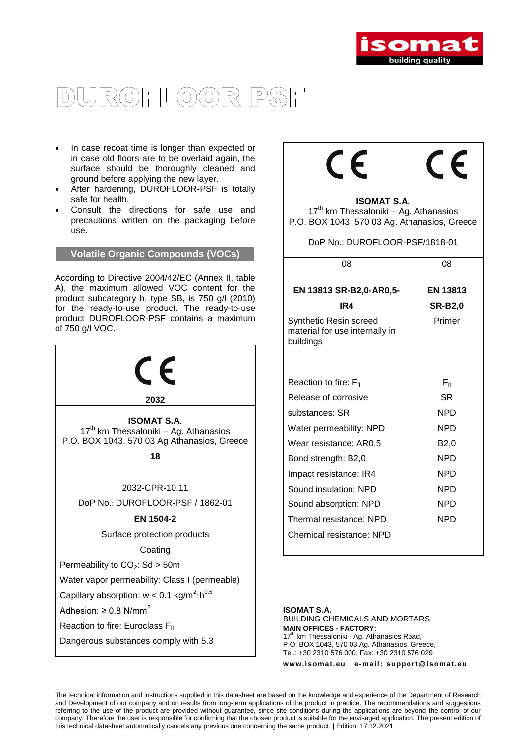# DUROFLOOR-PSF

- In case recoat time is longer than expected or in case old floors are to be overlaid again, the surface should be thoroughly cleaned and ground before applying the new layer.
- After hardening, DUROFLOOR-PSF is totally safe for health.
- Consult the directions for safe use and precautions written on the packaging before use.

## Volatile Organic Compounds (VOCs)

According to Directive 2004/42/EC (Annex II, table A), the maximum allowed VOC content for the product subcategory h, type SB, is 750 g/l (2010) for the ready-to-use product. The ready-to-use product DUROFLOOR-PSF contains a maximum of 750 g/l VOC.

| |
|---|
| CE |
| **2032** |
| **ISOMAT S.A.**<br>17th km Thessaloniki – Ag. Athanasios<br>P.O. BOX 1043, 570 03 Ag Athanasios, Greece<br>**18** |
| 2032-CPR-10.11 |
| DoP No.: DUROFLOOR-PSF / 1862-01 |
| **EN 1504-2** |
| Surface protection products |
| Coating |
| Permeability to $CO_2$: Sd > 50m |
| Water vapor permeability: Class I (permeable) |
| Capillary absorption: w < 0.1 kg/m$^2$·h$^{0.5}$ |
| Adhesion: ≥ 0.8 N/mm$^2$ |
| Reaction to fire: Euroclass $F_{fl}$ |
| Dangerous substances comply with 5.3 |

| CE | CE |
|---|---|
| **ISOMAT S.A.**<br>17th km Thessaloniki – Ag. Athanasios<br>P.O. BOX 1043, 570 03 Ag. Athanasios, Greece<br><br>DoP No.: DUROFLOOR-PSF/1818-01 | |
| 08 | 08 |
| **EN 13813 SR-B2,0-AR0,5-IR4**<br>Synthetic Resin screed material for use internally in buildings | **EN 13813 SR-B2,0**<br>Primer |
| Reaction to fire: $F_{fl}$ | $F_{fl}$ |
| Release of corrosive substances: SR | SR |
| Water permeability: NPD | NPD |
| Wear resistance: AR0,5 | NPD |
| Bond strength: B2,0 | B2,0 |
| Impact resistance: IR4 | NPD |
| Sound insulation: NPD | NPD |
| Sound absorption: NPD | NPD |
| Thermal resistance: NPD | NPD |
| Chemical resistance: NPD | NPD |

**ISOMAT S.A.**
BUILDING CHEMICALS AND MORTARS
**MAIN OFFICES - FACTORY:**
17th km Thessaloniki - Ag. Athanasios Road,
P.O. BOX 1043, 570 03 Ag. Athanasios, Greece,
Tel.: +30 2310 576 000, Fax: +30 2310 576 029
**www.isomat.eu e-mail: support@isomat.eu**

The technical information and instructions supplied in this datasheet are based on the knowledge and experience of the Department of Research and Development of our company and on results from long-term applications of the product in practice. The recommendations and suggestions referring to the use of the product are provided without guarantee, since site conditions during the applications are beyond the control of our company. Therefore the user is responsible for confirming that the chosen product is suitable for the envisaged application. The present edition of this technical datasheet automatically cancels any previous one concerning the same product. | Edition: 17.12.2021